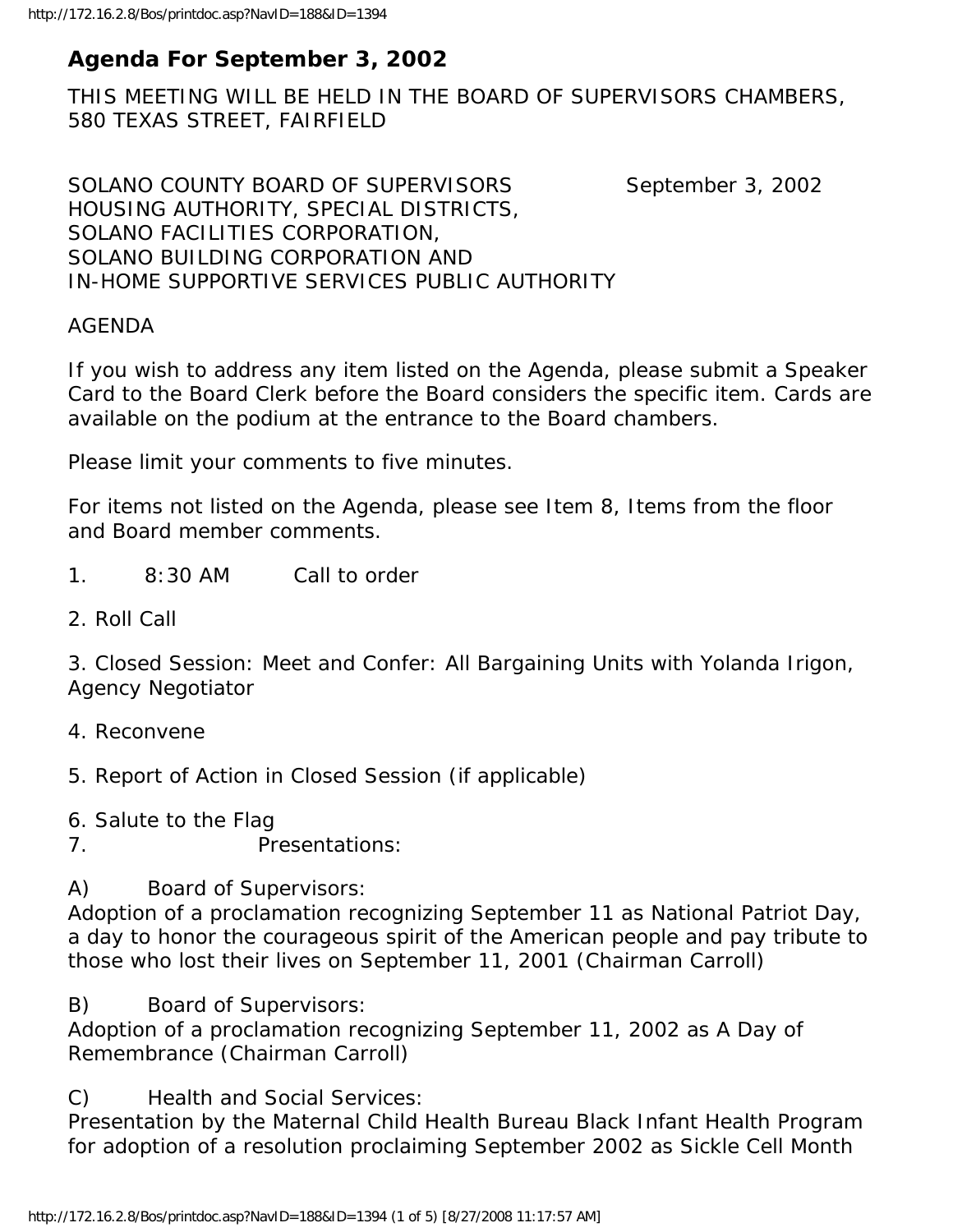# Agenda For September 3, 2002

THIS MEETING WILL BE HELD IN THE BOARD OF SUPERVISORS CHAMBERS, 580 TEXAS STREET, FAIRFIELD

SOLANO COUNTY BOARD OF SUPERVISORS September 3, 2002
HOUSING AUTHORITY, SPECIAL DISTRICTS,
SOLANO FACILITIES CORPORATION,
SOLANO BUILDING CORPORATION AND
IN-HOME SUPPORTIVE SERVICES PUBLIC AUTHORITY

AGENDA

If you wish to address any item listed on the Agenda, please submit a Speaker Card to the Board Clerk before the Board considers the specific item. Cards are available on the podium at the entrance to the Board chambers.

Please limit your comments to five minutes.

For items not listed on the Agenda, please see Item 8, Items from the floor and Board member comments.

1. 8:30 AM Call to order

2. Roll Call

3. Closed Session: Meet and Confer: All Bargaining Units with Yolanda Irigon, Agency Negotiator

4. Reconvene

5. Report of Action in Closed Session (if applicable)

6. Salute to the Flag

7. Presentations:

A) Board of Supervisors:
Adoption of a proclamation recognizing September 11 as National Patriot Day, a day to honor the courageous spirit of the American people and pay tribute to those who lost their lives on September 11, 2001 (Chairman Carroll)

B) Board of Supervisors:
Adoption of a proclamation recognizing September 11, 2002 as A Day of Remembrance (Chairman Carroll)

C) Health and Social Services:
Presentation by the Maternal Child Health Bureau Black Infant Health Program for adoption of a resolution proclaiming September 2002 as Sickle Cell Month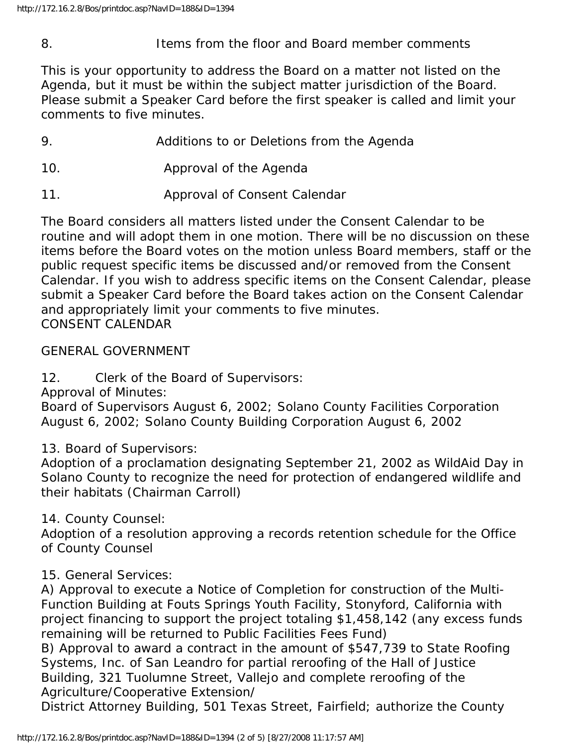8. Items from the floor and Board member comments

This is your opportunity to address the Board on a matter not listed on the Agenda, but it must be within the subject matter jurisdiction of the Board. Please submit a Speaker Card before the first speaker is called and limit your comments to five minutes.

9. Additions to or Deletions from the Agenda

10. Approval of the Agenda

11. Approval of Consent Calendar

The Board considers all matters listed under the Consent Calendar to be routine and will adopt them in one motion. There will be no discussion on these items before the Board votes on the motion unless Board members, staff or the public request specific items be discussed and/or removed from the Consent Calendar. If you wish to address specific items on the Consent Calendar, please submit a Speaker Card before the Board takes action on the Consent Calendar and appropriately limit your comments to five minutes.
CONSENT CALENDAR

GENERAL GOVERNMENT

12. Clerk of the Board of Supervisors:
Approval of Minutes:
Board of Supervisors August 6, 2002; Solano County Facilities Corporation August 6, 2002; Solano County Building Corporation August 6, 2002

13. Board of Supervisors:
Adoption of a proclamation designating September 21, 2002 as WildAid Day in Solano County to recognize the need for protection of endangered wildlife and their habitats (Chairman Carroll)

14. County Counsel:
Adoption of a resolution approving a records retention schedule for the Office of County Counsel

15. General Services:
A) Approval to execute a Notice of Completion for construction of the Multi-Function Building at Fouts Springs Youth Facility, Stonyford, California with project financing to support the project totaling $1,458,142 (any excess funds remaining will be returned to Public Facilities Fees Fund)
B) Approval to award a contract in the amount of $547,739 to State Roofing Systems, Inc. of San Leandro for partial reroofing of the Hall of Justice Building, 321 Tuolumne Street, Vallejo and complete reroofing of the Agriculture/Cooperative Extension/
District Attorney Building, 501 Texas Street, Fairfield; authorize the County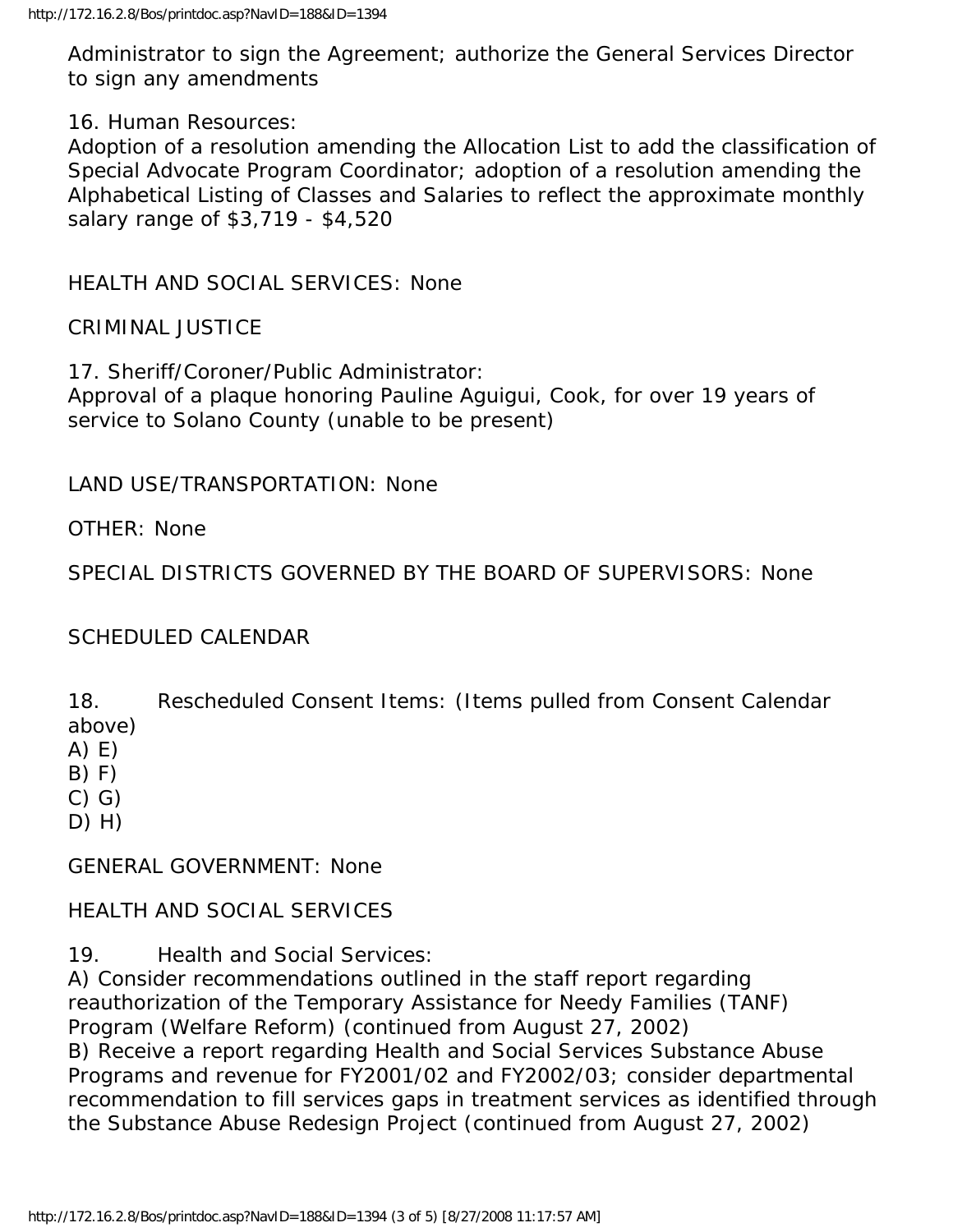Administrator to sign the Agreement; authorize the General Services Director to sign any amendments

16. Human Resources:
Adoption of a resolution amending the Allocation List to add the classification of Special Advocate Program Coordinator; adoption of a resolution amending the Alphabetical Listing of Classes and Salaries to reflect the approximate monthly salary range of $3,719 - $4,520

HEALTH AND SOCIAL SERVICES: None

CRIMINAL JUSTICE

17. Sheriff/Coroner/Public Administrator:
Approval of a plaque honoring Pauline Aguigui, Cook, for over 19 years of service to Solano County (unable to be present)

LAND USE/TRANSPORTATION: None

OTHER: None

SPECIAL DISTRICTS GOVERNED BY THE BOARD OF SUPERVISORS: None

SCHEDULED CALENDAR

18. Rescheduled Consent Items: (Items pulled from Consent Calendar above)
A) E)
B) F)
C) G)
D) H)

GENERAL GOVERNMENT: None

HEALTH AND SOCIAL SERVICES

19. Health and Social Services:
A) Consider recommendations outlined in the staff report regarding reauthorization of the Temporary Assistance for Needy Families (TANF) Program (Welfare Reform) (continued from August 27, 2002)
B) Receive a report regarding Health and Social Services Substance Abuse Programs and revenue for FY2001/02 and FY2002/03; consider departmental recommendation to fill services gaps in treatment services as identified through the Substance Abuse Redesign Project (continued from August 27, 2002)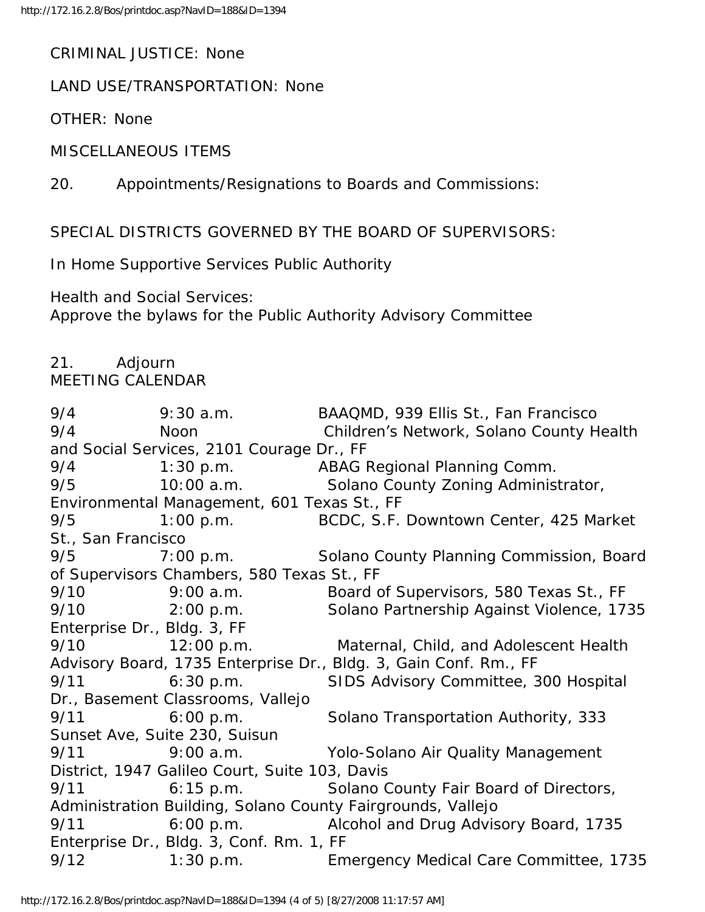CRIMINAL JUSTICE: None

LAND USE/TRANSPORTATION: None

OTHER: None

MISCELLANEOUS ITEMS

20. Appointments/Resignations to Boards and Commissions:

SPECIAL DISTRICTS GOVERNED BY THE BOARD OF SUPERVISORS:

In Home Supportive Services Public Authority

Health and Social Services:
Approve the bylaws for the Public Authority Advisory Committee

21. Adjourn

MEETING CALENDAR

9/4 9:30 a.m. BAAQMD, 939 Ellis St., Fan Francisco
9/4 Noon Children's Network, Solano County Health and Social Services, 2101 Courage Dr., FF
9/4 1:30 p.m. ABAG Regional Planning Comm.
9/5 10:00 a.m. Solano County Zoning Administrator, Environmental Management, 601 Texas St., FF
9/5 1:00 p.m. BCDC, S.F. Downtown Center, 425 Market St., San Francisco
9/5 7:00 p.m. Solano County Planning Commission, Board of Supervisors Chambers, 580 Texas St., FF
9/10 9:00 a.m. Board of Supervisors, 580 Texas St., FF
9/10 2:00 p.m. Solano Partnership Against Violence, 1735 Enterprise Dr., Bldg. 3, FF
9/10 12:00 p.m. Maternal, Child, and Adolescent Health Advisory Board, 1735 Enterprise Dr., Bldg. 3, Gain Conf. Rm., FF
9/11 6:30 p.m. SIDS Advisory Committee, 300 Hospital Dr., Basement Classrooms, Vallejo
9/11 6:00 p.m. Solano Transportation Authority, 333 Sunset Ave, Suite 230, Suisun
9/11 9:00 a.m. Yolo-Solano Air Quality Management District, 1947 Galileo Court, Suite 103, Davis
9/11 6:15 p.m. Solano County Fair Board of Directors, Administration Building, Solano County Fairgrounds, Vallejo
9/11 6:00 p.m. Alcohol and Drug Advisory Board, 1735 Enterprise Dr., Bldg. 3, Conf. Rm. 1, FF
9/12 1:30 p.m. Emergency Medical Care Committee, 1735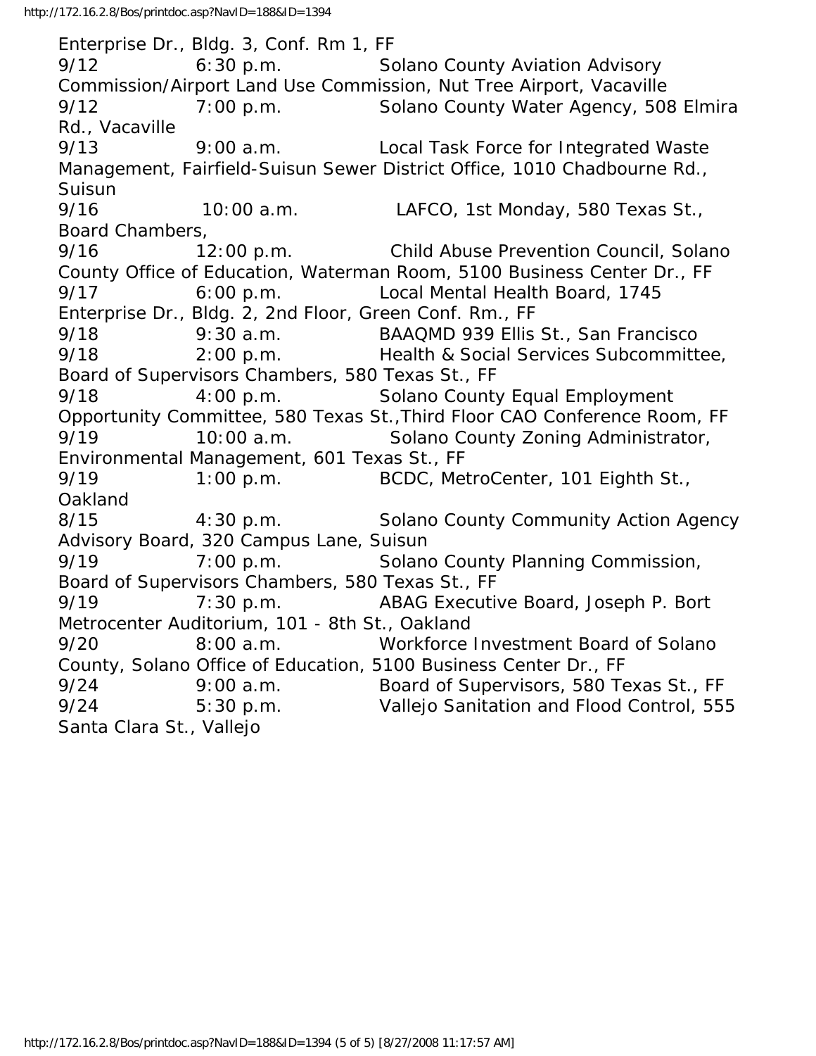Enterprise Dr., Bldg. 3, Conf. Rm 1, FF
9/12 6:30 p.m. Solano County Aviation Advisory Commission/Airport Land Use Commission, Nut Tree Airport, Vacaville
9/12 7:00 p.m. Solano County Water Agency, 508 Elmira Rd., Vacaville
9/13 9:00 a.m. Local Task Force for Integrated Waste Management, Fairfield-Suisun Sewer District Office, 1010 Chadbourne Rd., Suisun
9/16 10:00 a.m. LAFCO, 1st Monday, 580 Texas St., Board Chambers,
9/16 12:00 p.m. Child Abuse Prevention Council, Solano County Office of Education, Waterman Room, 5100 Business Center Dr., FF
9/17 6:00 p.m. Local Mental Health Board, 1745 Enterprise Dr., Bldg. 2, 2nd Floor, Green Conf. Rm., FF
9/18 9:30 a.m. BAAQMD 939 Ellis St., San Francisco
9/18 2:00 p.m. Health & Social Services Subcommittee, Board of Supervisors Chambers, 580 Texas St., FF
9/18 4:00 p.m. Solano County Equal Employment Opportunity Committee, 580 Texas St.,Third Floor CAO Conference Room, FF
9/19 10:00 a.m. Solano County Zoning Administrator, Environmental Management, 601 Texas St., FF
9/19 1:00 p.m. BCDC, MetroCenter, 101 Eighth St., Oakland
8/15 4:30 p.m. Solano County Community Action Agency Advisory Board, 320 Campus Lane, Suisun
9/19 7:00 p.m. Solano County Planning Commission, Board of Supervisors Chambers, 580 Texas St., FF
9/19 7:30 p.m. ABAG Executive Board, Joseph P. Bort Metrocenter Auditorium, 101 - 8th St., Oakland
9/20 8:00 a.m. Workforce Investment Board of Solano County, Solano Office of Education, 5100 Business Center Dr., FF
9/24 9:00 a.m. Board of Supervisors, 580 Texas St., FF
9/24 5:30 p.m. Vallejo Sanitation and Flood Control, 555 Santa Clara St., Vallejo